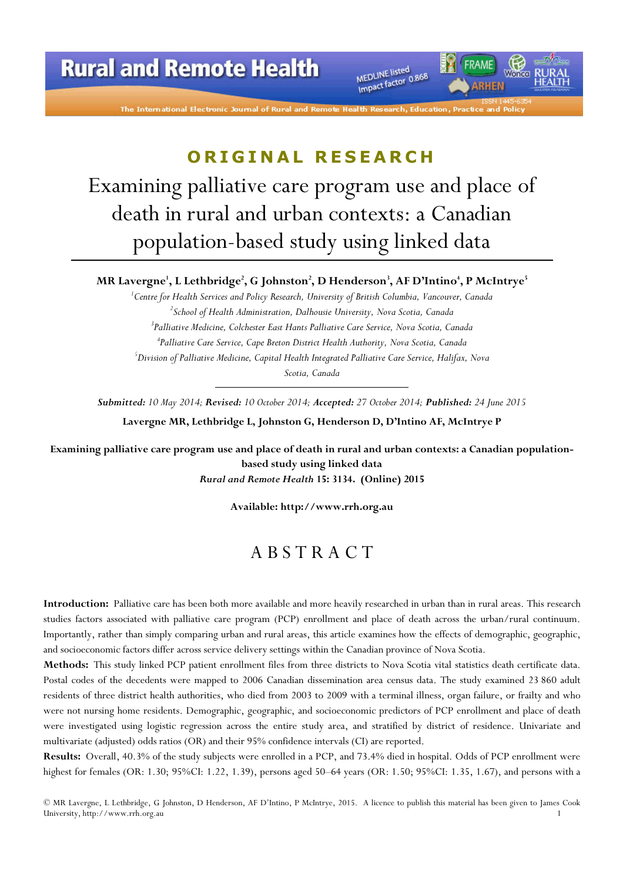**ORIGINAL RESEARCH**

# Examining palliative care program use and place of death in rural and urban contexts: a Canadian population-based study using linked data

**MR Lavergne[1], L Lethbridge[2], G Johnston[2], D Henderson[3], AF D'Intino[4], P McIntrye[5]**

*[1]Centre for Health Services and Policy Research, University of British Columbia, Vancouver, Canada*
*[2]School of Health Administration, Dalhousie University, Nova Scotia, Canada*
*[3]Palliative Medicine, Colchester East Hants Palliative Care Service, Nova Scotia, Canada*
*[4]Palliative Care Service, Cape Breton District Health Authority, Nova Scotia, Canada*
*[5]Division of Palliative Medicine, Capital Health Integrated Palliative Care Service, Halifax, Nova Scotia, Canada*

***Submitted:** 10 May 2014; **Revised:** 10 October 2014; **Accepted:** 27 October 2014; **Published:** 24 June 2015*

**Lavergne MR, Lethbridge L, Johnston G, Henderson D, D'Intino AF, McIntrye P**

**Examining palliative care program use and place of death in rural and urban contexts: a Canadian population-based study using linked data**
***Rural and Remote Health* 15: 3134. (Online) 2015**

**Available: http://www.rrh.org.au**

## ABSTRACT

**Introduction:** Palliative care has been both more available and more heavily researched in urban than in rural areas. This research studies factors associated with palliative care program (PCP) enrollment and place of death across the urban/rural continuum. Importantly, rather than simply comparing urban and rural areas, this article examines how the effects of demographic, geographic, and socioeconomic factors differ across service delivery settings within the Canadian province of Nova Scotia.

**Methods:** This study linked PCP patient enrollment files from three districts to Nova Scotia vital statistics death certificate data. Postal codes of the decedents were mapped to 2006 Canadian dissemination area census data. The study examined 23 860 adult residents of three district health authorities, who died from 2003 to 2009 with a terminal illness, organ failure, or frailty and who were not nursing home residents. Demographic, geographic, and socioeconomic predictors of PCP enrollment and place of death were investigated using logistic regression across the entire study area, and stratified by district of residence. Univariate and multivariate (adjusted) odds ratios (OR) and their 95% confidence intervals (CI) are reported.

**Results:** Overall, 40.3% of the study subjects were enrolled in a PCP, and 73.4% died in hospital. Odds of PCP enrollment were highest for females (OR: 1.30; 95%CI: 1.22, 1.39), persons aged 50–64 years (OR: 1.50; 95%CI: 1.35, 1.67), and persons with a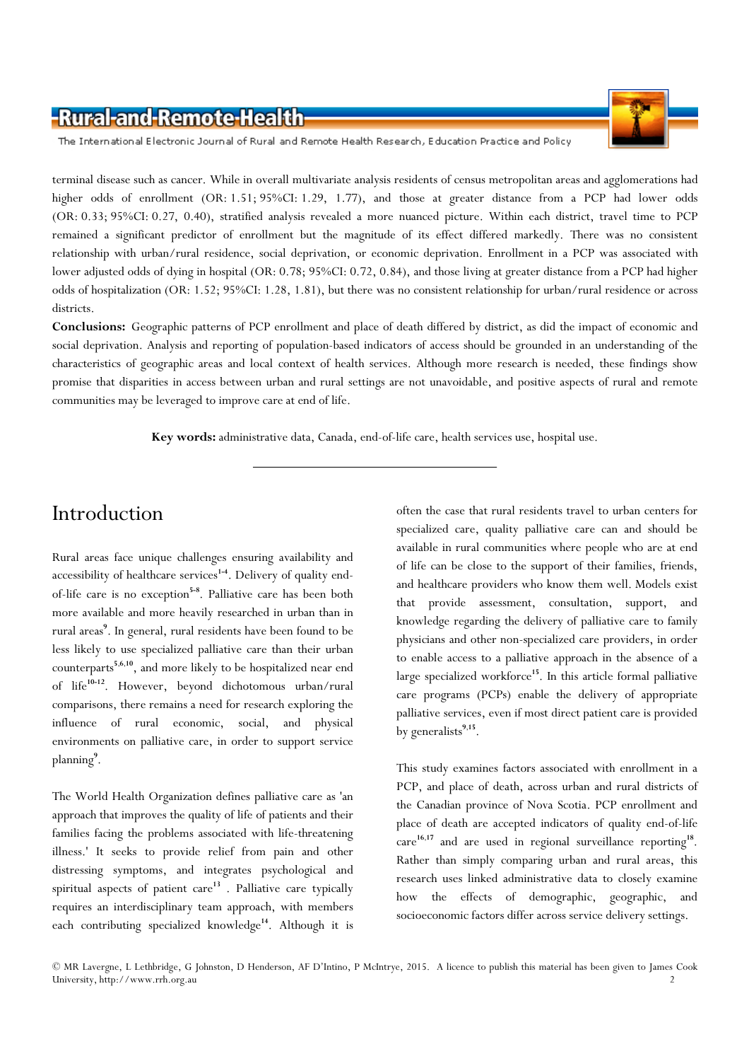terminal disease such as cancer. While in overall multivariate analysis residents of census metropolitan areas and agglomerations had higher odds of enrollment (OR: 1.51; 95%CI: 1.29, 1.77), and those at greater distance from a PCP had lower odds (OR: 0.33; 95%CI: 0.27, 0.40), stratified analysis revealed a more nuanced picture. Within each district, travel time to PCP remained a significant predictor of enrollment but the magnitude of its effect differed markedly. There was no consistent relationship with urban/rural residence, social deprivation, or economic deprivation. Enrollment in a PCP was associated with lower adjusted odds of dying in hospital (OR: 0.78; 95%CI: 0.72, 0.84), and those living at greater distance from a PCP had higher odds of hospitalization (OR: 1.52; 95%CI: 1.28, 1.81), but there was no consistent relationship for urban/rural residence or across districts.

**Conclusions:** Geographic patterns of PCP enrollment and place of death differed by district, as did the impact of economic and social deprivation. Analysis and reporting of population-based indicators of access should be grounded in an understanding of the characteristics of geographic areas and local context of health services. Although more research is needed, these findings show promise that disparities in access between urban and rural settings are not unavoidable, and positive aspects of rural and remote communities may be leveraged to improve care at end of life.

**Key words:** administrative data, Canada, end-of-life care, health services use, hospital use.

# Introduction

Rural areas face unique challenges ensuring availability and accessibility of healthcare services[1-4]. Delivery of quality end-of-life care is no exception[5-8]. Palliative care has been both more available and more heavily researched in urban than in rural areas[9]. In general, rural residents have been found to be less likely to use specialized palliative care than their urban counterparts[5,6,10], and more likely to be hospitalized near end of life[10-12]. However, beyond dichotomous urban/rural comparisons, there remains a need for research exploring the influence of rural economic, social, and physical environments on palliative care, in order to support service planning[9].

The World Health Organization defines palliative care as 'an approach that improves the quality of life of patients and their families facing the problems associated with life-threatening illness.' It seeks to provide relief from pain and other distressing symptoms, and integrates psychological and spiritual aspects of patient care[13]. Palliative care typically requires an interdisciplinary team approach, with members each contributing specialized knowledge[14]. Although it is often the case that rural residents travel to urban centers for specialized care, quality palliative care can and should be available in rural communities where people who are at end of life can be close to the support of their families, friends, and healthcare providers who know them well. Models exist that provide assessment, consultation, support, and knowledge regarding the delivery of palliative care to family physicians and other non-specialized care providers, in order to enable access to a palliative approach in the absence of a large specialized workforce[15]. In this article formal palliative care programs (PCPs) enable the delivery of appropriate palliative services, even if most direct patient care is provided by generalists[9,15].

This study examines factors associated with enrollment in a PCP, and place of death, across urban and rural districts of the Canadian province of Nova Scotia. PCP enrollment and place of death are accepted indicators of quality end-of-life care[16,17] and are used in regional surveillance reporting[18]. Rather than simply comparing urban and rural areas, this research uses linked administrative data to closely examine how the effects of demographic, geographic, and socioeconomic factors differ across service delivery settings.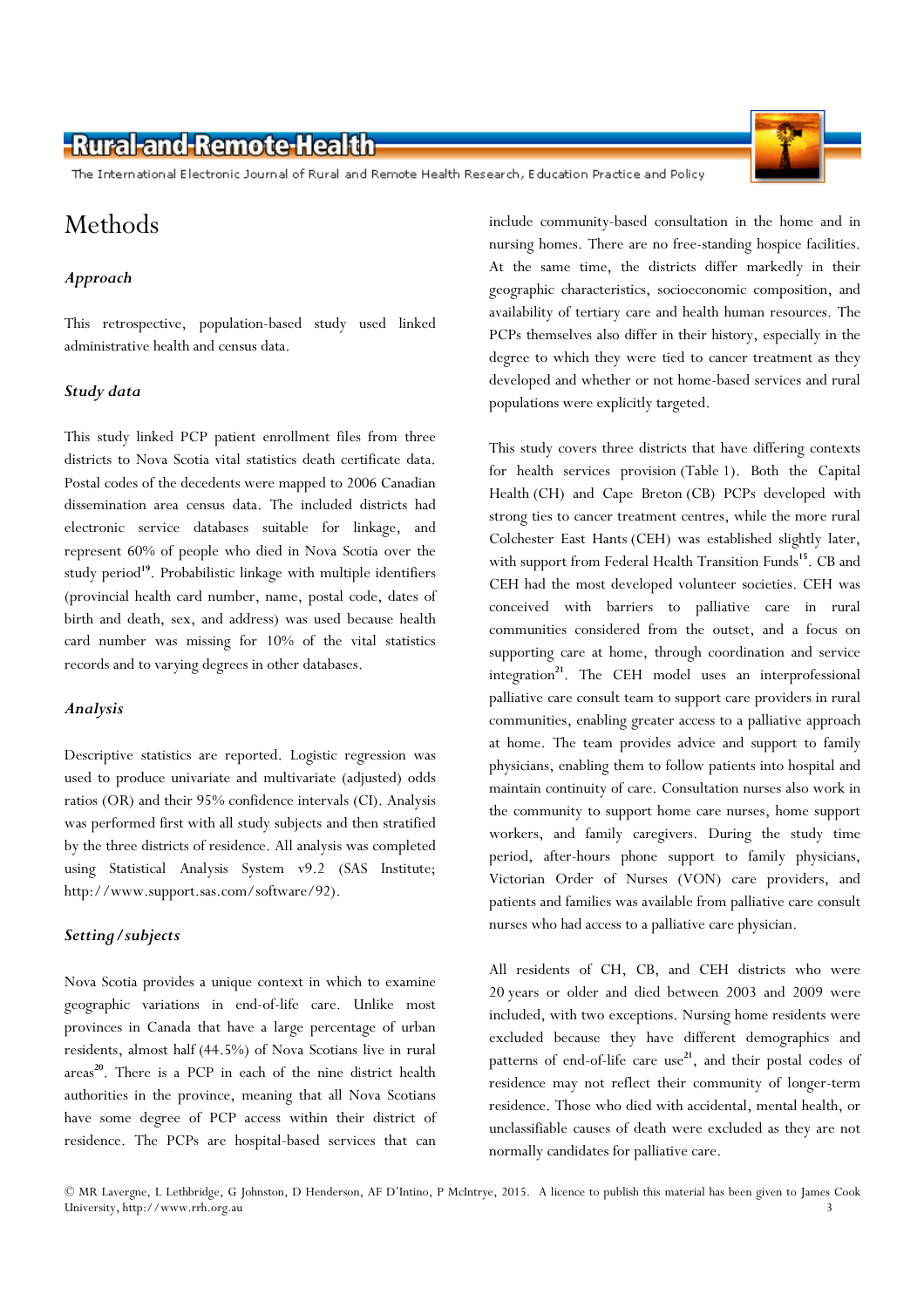# Methods

### *Approach*

This retrospective, population-based study used linked administrative health and census data.

### *Study data*

This study linked PCP patient enrollment files from three districts to Nova Scotia vital statistics death certificate data. Postal codes of the decedents were mapped to 2006 Canadian dissemination area census data. The included districts had electronic service databases suitable for linkage, and represent 60% of people who died in Nova Scotia over the study period[19]. Probabilistic linkage with multiple identifiers (provincial health card number, name, postal code, dates of birth and death, sex, and address) was used because health card number was missing for 10% of the vital statistics records and to varying degrees in other databases.

### *Analysis*

Descriptive statistics are reported. Logistic regression was used to produce univariate and multivariate (adjusted) odds ratios (OR) and their 95% confidence intervals (CI). Analysis was performed first with all study subjects and then stratified by the three districts of residence. All analysis was completed using Statistical Analysis System v9.2 (SAS Institute; http://www.support.sas.com/software/92).

### *Setting/subjects*

Nova Scotia provides a unique context in which to examine geographic variations in end-of-life care. Unlike most provinces in Canada that have a large percentage of urban residents, almost half (44.5%) of Nova Scotians live in rural areas[20]. There is a PCP in each of the nine district health authorities in the province, meaning that all Nova Scotians have some degree of PCP access within their district of residence. The PCPs are hospital-based services that can include community-based consultation in the home and in nursing homes. There are no free-standing hospice facilities. At the same time, the districts differ markedly in their geographic characteristics, socioeconomic composition, and availability of tertiary care and health human resources. The PCPs themselves also differ in their history, especially in the degree to which they were tied to cancer treatment as they developed and whether or not home-based services and rural populations were explicitly targeted.

This study covers three districts that have differing contexts for health services provision (Table 1). Both the Capital Health (CH) and Cape Breton (CB) PCPs developed with strong ties to cancer treatment centres, while the more rural Colchester East Hants (CEH) was established slightly later, with support from Federal Health Transition Funds[15]. CB and CEH had the most developed volunteer societies. CEH was conceived with barriers to palliative care in rural communities considered from the outset, and a focus on supporting care at home, through coordination and service integration[21]. The CEH model uses an interprofessional palliative care consult team to support care providers in rural communities, enabling greater access to a palliative approach at home. The team provides advice and support to family physicians, enabling them to follow patients into hospital and maintain continuity of care. Consultation nurses also work in the community to support home care nurses, home support workers, and family caregivers. During the study time period, after-hours phone support to family physicians, Victorian Order of Nurses (VON) care providers, and patients and families was available from palliative care consult nurses who had access to a palliative care physician.

All residents of CH, CB, and CEH districts who were 20 years or older and died between 2003 and 2009 were included, with two exceptions. Nursing home residents were excluded because they have different demographics and patterns of end-of-life care use[21], and their postal codes of residence may not reflect their community of longer-term residence. Those who died with accidental, mental health, or unclassifiable causes of death were excluded as they are not normally candidates for palliative care.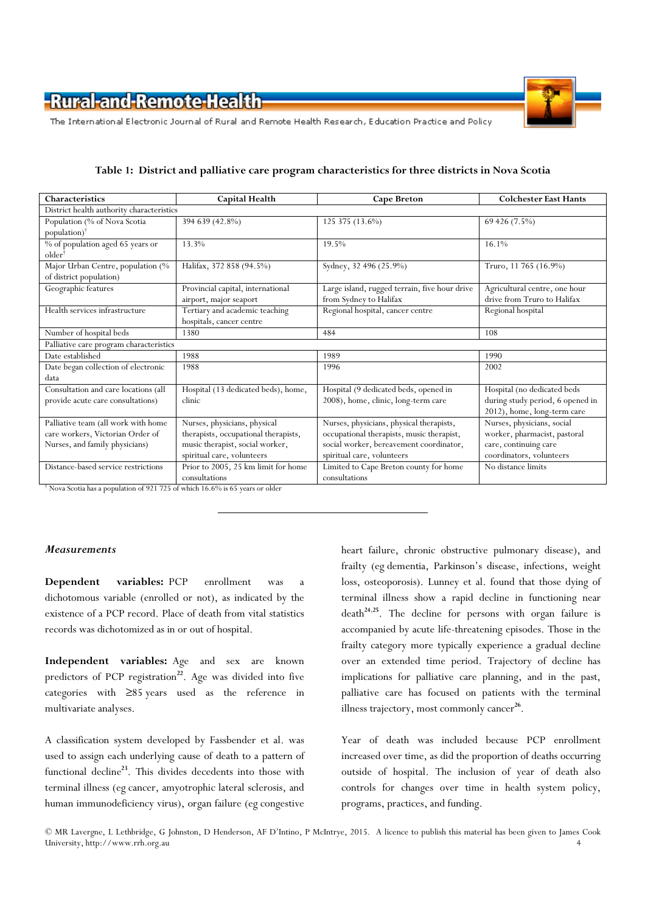**Table 1: District and palliative care program characteristics for three districts in Nova Scotia**

| Characteristics | Capital Health | Cape Breton | Colchester East Hants |
|---|---|---|---|
| District health authority characteristics | | | |
| Population (% of Nova Scotia population)† | 394 639 (42.8%) | 125 375 (13.6%) | 69 426 (7.5%) |
| % of population aged 65 years or older† | 13.3% | 19.5% | 16.1% |
| Major Urban Centre, population (% of district population) | Halifax, 372 858 (94.5%) | Sydney, 32 496 (25.9%) | Truro, 11 765 (16.9%) |
| Geographic features | Provincial capital, international airport, major seaport | Large island, rugged terrain, five hour drive from Sydney to Halifax | Agricultural centre, one hour drive from Truro to Halifax |
| Health services infrastructure | Tertiary and academic teaching hospitals, cancer centre | Regional hospital, cancer centre | Regional hospital |
| Number of hospital beds | 1380 | 484 | 108 |
| Palliative care program characteristics | | | |
| Date established | 1988 | 1989 | 1990 |
| Date began collection of electronic data | 1988 | 1996 | 2002 |
| Consultation and care locations (all provide acute care consultations) | Hospital (13 dedicated beds), home, clinic | Hospital (9 dedicated beds, opened in 2008), home, clinic, long-term care | Hospital (no dedicated beds during study period, 6 opened in 2012), home, long-term care |
| Palliative team (all work with home care workers, Victorian Order of Nurses, and family physicians) | Nurses, physicians, physical therapists, occupational therapists, music therapist, social worker, spiritual care, volunteers | Nurses, physicians, physical therapists, occupational therapists, music therapist, social worker, bereavement coordinator, spiritual care, volunteers | Nurses, physicians, social worker, pharmacist, pastoral care, continuing care coordinators, volunteers |
| Distance-based service restrictions | Prior to 2005, 25 km limit for home consultations | Limited to Cape Breton county for home consultations | No distance limits |

† Nova Scotia has a population of 921 725 of which 16.6% is 65 years or older

### *Measurements*

**Dependent variables:** PCP enrollment was a dichotomous variable (enrolled or not), as indicated by the existence of a PCP record. Place of death from vital statistics records was dichotomized as in or out of hospital.

**Independent variables:** Age and sex are known predictors of PCP registration[22]. Age was divided into five categories with ≥85 years used as the reference in multivariate analyses.

A classification system developed by Fassbender et al. was used to assign each underlying cause of death to a pattern of functional decline[23]. This divides decedents into those with terminal illness (eg cancer, amyotrophic lateral sclerosis, and human immunodeficiency virus), organ failure (eg congestive heart failure, chronic obstructive pulmonary disease), and frailty (eg dementia, Parkinson's disease, infections, weight loss, osteoporosis). Lunney et al. found that those dying of terminal illness show a rapid decline in functioning near death[24,25]. The decline for persons with organ failure is accompanied by acute life-threatening episodes. Those in the frailty category more typically experience a gradual decline over an extended time period. Trajectory of decline has implications for palliative care planning, and in the past, palliative care has focused on patients with the terminal illness trajectory, most commonly cancer[26].

Year of death was included because PCP enrollment increased over time, as did the proportion of deaths occurring outside of hospital. The inclusion of year of death also controls for changes over time in health system policy, programs, practices, and funding.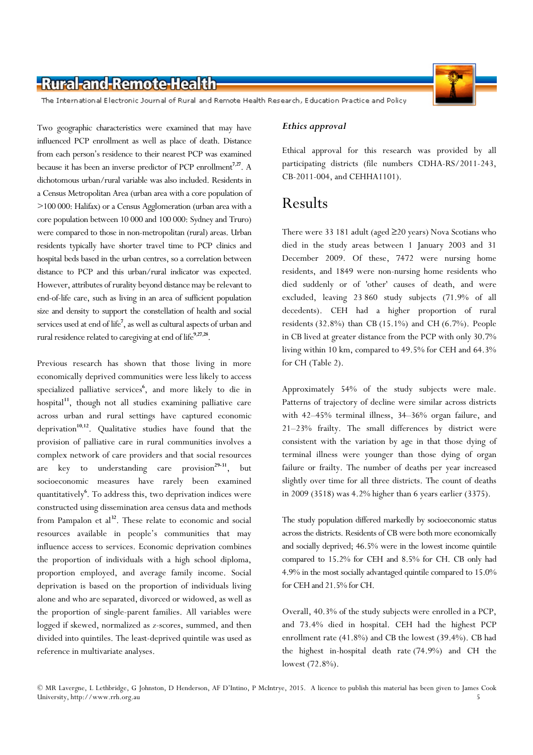Two geographic characteristics were examined that may have influenced PCP enrollment as well as place of death. Distance from each person's residence to their nearest PCP was examined because it has been an inverse predictor of PCP enrollment[7,27]. A dichotomous urban/rural variable was also included. Residents in a Census Metropolitan Area (urban area with a core population of >100 000: Halifax) or a Census Agglomeration (urban area with a core population between 10 000 and 100 000: Sydney and Truro) were compared to those in non-metropolitan (rural) areas. Urban residents typically have shorter travel time to PCP clinics and hospital beds based in the urban centres, so a correlation between distance to PCP and this urban/rural indicator was expected. However, attributes of rurality beyond distance may be relevant to end-of-life care, such as living in an area of sufficient population size and density to support the constellation of health and social services used at end of life[7], as well as cultural aspects of urban and rural residence related to caregiving at end of life[9,27,28].

Previous research has shown that those living in more economically deprived communities were less likely to access specialized palliative services[6], and more likely to die in hospital[11], though not all studies examining palliative care across urban and rural settings have captured economic deprivation[10,12]. Qualitative studies have found that the provision of palliative care in rural communities involves a complex network of care providers and that social resources are key to understanding care provision[29-31], but socioeconomic measures have rarely been examined quantitatively[6]. To address this, two deprivation indices were constructed using dissemination area census data and methods from Pampalon et al[32]. These relate to economic and social resources available in people's communities that may influence access to services. Economic deprivation combines the proportion of individuals with a high school diploma, proportion employed, and average family income. Social deprivation is based on the proportion of individuals living alone and who are separated, divorced or widowed, as well as the proportion of single-parent families. All variables were logged if skewed, normalized as *z*-scores, summed, and then divided into quintiles. The least-deprived quintile was used as reference in multivariate analyses.

### *Ethics approval*

Ethical approval for this research was provided by all participating districts (file numbers CDHA-RS/2011-243, CB-2011-004, and CEHHA1101).

## Results

There were 33 181 adult (aged ≥20 years) Nova Scotians who died in the study areas between 1 January 2003 and 31 December 2009. Of these, 7472 were nursing home residents, and 1849 were non-nursing home residents who died suddenly or of 'other' causes of death, and were excluded, leaving 23 860 study subjects (71.9% of all decedents). CEH had a higher proportion of rural residents (32.8%) than CB (15.1%) and CH (6.7%). People in CB lived at greater distance from the PCP with only 30.7% living within 10 km, compared to 49.5% for CEH and 64.3% for CH (Table 2).

Approximately 54% of the study subjects were male. Patterns of trajectory of decline were similar across districts with 42–45% terminal illness, 34–36% organ failure, and 21–23% frailty. The small differences by district were consistent with the variation by age in that those dying of terminal illness were younger than those dying of organ failure or frailty. The number of deaths per year increased slightly over time for all three districts. The count of deaths in 2009 (3518) was 4.2% higher than 6 years earlier (3375).

The study population differed markedly by socioeconomic status across the districts. Residents of CB were both more economically and socially deprived; 46.5% were in the lowest income quintile compared to 15.2% for CEH and 8.5% for CH. CB only had 4.9% in the most socially advantaged quintile compared to 15.0% for CEH and 21.5% for CH.

Overall, 40.3% of the study subjects were enrolled in a PCP, and 73.4% died in hospital. CEH had the highest PCP enrollment rate (41.8%) and CB the lowest (39.4%). CB had the highest in-hospital death rate (74.9%) and CH the lowest (72.8%).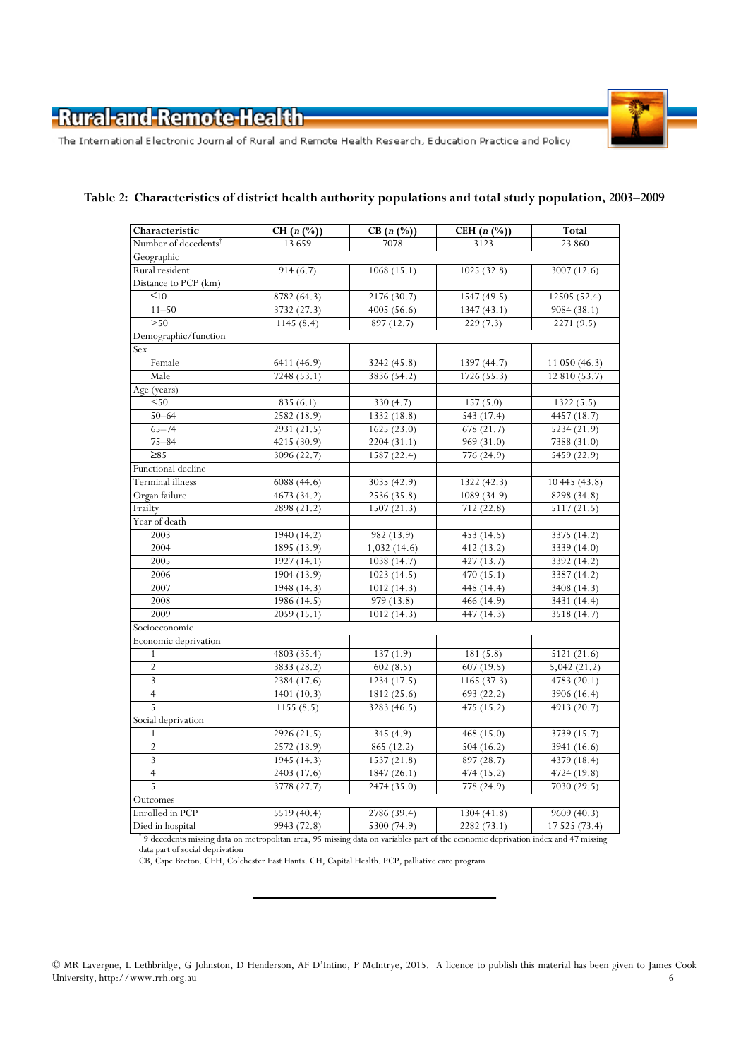**Table 2: Characteristics of district health authority populations and total study population, 2003–2009**

| Characteristic | CH (*n* (%)) | CB (*n* (%)) | CEH (*n* (%)) | Total |
|---|---|---|---|---|
| Number of decedents[†] | 13 659 | 7078 | 3123 | 23 860 |
| Geographic | | | | |
| Rural resident | 914 (6.7) | 1068 (15.1) | 1025 (32.8) | 3007 (12.6) |
| Distance to PCP (km) | | | | |
| ≤10 | 8782 (64.3) | 2176 (30.7) | 1547 (49.5) | 12505 (52.4) |
| 11–50 | 3732 (27.3) | 4005 (56.6) | 1347 (43.1) | 9084 (38.1) |
| >50 | 1145 (8.4) | 897 (12.7) | 229 (7.3) | 2271 (9.5) |
| Demographic/function | | | | |
| Sex | | | | |
| Female | 6411 (46.9) | 3242 (45.8) | 1397 (44.7) | 11 050 (46.3) |
| Male | 7248 (53.1) | 3836 (54.2) | 1726 (55.3) | 12 810 (53.7) |
| Age (years) | | | | |
| <50 | 835 (6.1) | 330 (4.7) | 157 (5.0) | 1322 (5.5) |
| 50–64 | 2582 (18.9) | 1332 (18.8) | 543 (17.4) | 4457 (18.7) |
| 65–74 | 2931 (21.5) | 1625 (23.0) | 678 (21.7) | 5234 (21.9) |
| 75–84 | 4215 (30.9) | 2204 (31.1) | 969 (31.0) | 7388 (31.0) |
| ≥85 | 3096 (22.7) | 1587 (22.4) | 776 (24.9) | 5459 (22.9) |
| Functional decline | | | | |
| Terminal illness | 6088 (44.6) | 3035 (42.9) | 1322 (42.3) | 10 445 (43.8) |
| Organ failure | 4673 (34.2) | 2536 (35.8) | 1089 (34.9) | 8298 (34.8) |
| Frailty | 2898 (21.2) | 1507 (21.3) | 712 (22.8) | 5117 (21.5) |
| Year of death | | | | |
| 2003 | 1940 (14.2) | 982 (13.9) | 453 (14.5) | 3375 (14.2) |
| 2004 | 1895 (13.9) | 1,032 (14.6) | 412 (13.2) | 3339 (14.0) |
| 2005 | 1927 (14.1) | 1038 (14.7) | 427 (13.7) | 3392 (14.2) |
| 2006 | 1904 (13.9) | 1023 (14.5) | 470 (15.1) | 3387 (14.2) |
| 2007 | 1948 (14.3) | 1012 (14.3) | 448 (14.4) | 3408 (14.3) |
| 2008 | 1986 (14.5) | 979 (13.8) | 466 (14.9) | 3431 (14.4) |
| 2009 | 2059 (15.1) | 1012 (14.3) | 447 (14.3) | 3518 (14.7) |
| Socioeconomic | | | | |
| Economic deprivation | | | | |
| 1 | 4803 (35.4) | 137 (1.9) | 181 (5.8) | 5121 (21.6) |
| 2 | 3833 (28.2) | 602 (8.5) | 607 (19.5) | 5,042 (21.2) |
| 3 | 2384 (17.6) | 1234 (17.5) | 1165 (37.3) | 4783 (20.1) |
| 4 | 1401 (10.3) | 1812 (25.6) | 693 (22.2) | 3906 (16.4) |
| 5 | 1155 (8.5) | 3283 (46.5) | 475 (15.2) | 4913 (20.7) |
| Social deprivation | | | | |
| 1 | 2926 (21.5) | 345 (4.9) | 468 (15.0) | 3739 (15.7) |
| 2 | 2572 (18.9) | 865 (12.2) | 504 (16.2) | 3941 (16.6) |
| 3 | 1945 (14.3) | 1537 (21.8) | 897 (28.7) | 4379 (18.4) |
| 4 | 2403 (17.6) | 1847 (26.1) | 474 (15.2) | 4724 (19.8) |
| 5 | 3778 (27.7) | 2474 (35.0) | 778 (24.9) | 7030 (29.5) |
| Outcomes | | | | |
| Enrolled in PCP | 5519 (40.4) | 2786 (39.4) | 1304 (41.8) | 9609 (40.3) |
| Died in hospital | 9943 (72.8) | 5300 (74.9) | 2282 (73.1) | 17 525 (73.4) |

[†] 9 decedents missing data on metropolitan area, 95 missing data on variables part of the economic deprivation index and 47 missing data part of social deprivation

CB, Cape Breton. CEH, Colchester East Hants. CH, Capital Health. PCP, palliative care program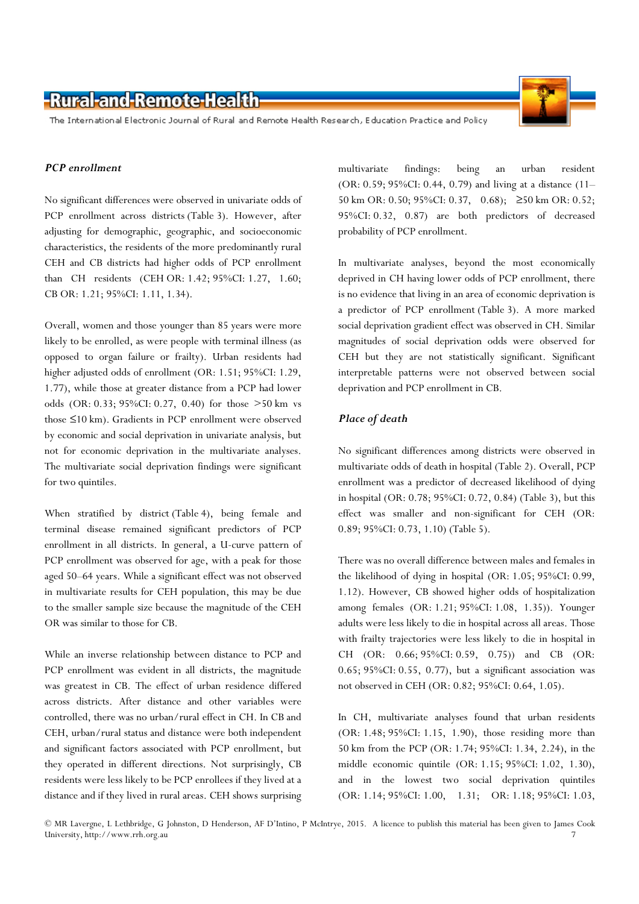### *PCP enrollment*

No significant differences were observed in univariate odds of PCP enrollment across districts (Table 3). However, after adjusting for demographic, geographic, and socioeconomic characteristics, the residents of the more predominantly rural CEH and CB districts had higher odds of PCP enrollment than CH residents (CEH OR: 1.42; 95%CI: 1.27, 1.60; CB OR: 1.21; 95%CI: 1.11, 1.34).

Overall, women and those younger than 85 years were more likely to be enrolled, as were people with terminal illness (as opposed to organ failure or frailty). Urban residents had higher adjusted odds of enrollment (OR: 1.51; 95%CI: 1.29, 1.77), while those at greater distance from a PCP had lower odds (OR: 0.33; 95%CI: 0.27, 0.40) for those >50 km vs those ≤10 km). Gradients in PCP enrollment were observed by economic and social deprivation in univariate analysis, but not for economic deprivation in the multivariate analyses. The multivariate social deprivation findings were significant for two quintiles.

When stratified by district (Table 4), being female and terminal disease remained significant predictors of PCP enrollment in all districts. In general, a U-curve pattern of PCP enrollment was observed for age, with a peak for those aged 50–64 years. While a significant effect was not observed in multivariate results for CEH population, this may be due to the smaller sample size because the magnitude of the CEH OR was similar to those for CB.

While an inverse relationship between distance to PCP and PCP enrollment was evident in all districts, the magnitude was greatest in CB. The effect of urban residence differed across districts. After distance and other variables were controlled, there was no urban/rural effect in CH. In CB and CEH, urban/rural status and distance were both independent and significant factors associated with PCP enrollment, but they operated in different directions. Not surprisingly, CB residents were less likely to be PCP enrollees if they lived at a distance and if they lived in rural areas. CEH shows surprising multivariate findings: being an urban resident (OR: 0.59; 95%CI: 0.44, 0.79) and living at a distance (11–50 km OR: 0.50; 95%CI: 0.37, 0.68); ≥50 km OR: 0.52; 95%CI: 0.32, 0.87) are both predictors of decreased probability of PCP enrollment.

In multivariate analyses, beyond the most economically deprived in CH having lower odds of PCP enrollment, there is no evidence that living in an area of economic deprivation is a predictor of PCP enrollment (Table 3). A more marked social deprivation gradient effect was observed in CH. Similar magnitudes of social deprivation odds were observed for CEH but they are not statistically significant. Significant interpretable patterns were not observed between social deprivation and PCP enrollment in CB.

### *Place of death*

No significant differences among districts were observed in multivariate odds of death in hospital (Table 2). Overall, PCP enrollment was a predictor of decreased likelihood of dying in hospital (OR: 0.78; 95%CI: 0.72, 0.84) (Table 3), but this effect was smaller and non-significant for CEH (OR: 0.89; 95%CI: 0.73, 1.10) (Table 5).

There was no overall difference between males and females in the likelihood of dying in hospital (OR: 1.05; 95%CI: 0.99, 1.12). However, CB showed higher odds of hospitalization among females (OR: 1.21; 95%CI: 1.08, 1.35)). Younger adults were less likely to die in hospital across all areas. Those with frailty trajectories were less likely to die in hospital in CH (OR: 0.66; 95%CI: 0.59, 0.75)) and CB (OR: 0.65; 95%CI: 0.55, 0.77), but a significant association was not observed in CEH (OR: 0.82; 95%CI: 0.64, 1.05).

In CH, multivariate analyses found that urban residents (OR: 1.48; 95%CI: 1.15, 1.90), those residing more than 50 km from the PCP (OR: 1.74; 95%CI: 1.34, 2.24), in the middle economic quintile (OR: 1.15; 95%CI: 1.02, 1.30), and in the lowest two social deprivation quintiles (OR: 1.14; 95%CI: 1.00, 1.31; OR: 1.18; 95%CI: 1.03,

© MR Lavergne, L Lethbridge, G Johnston, D Henderson, AF D'Intino, P McIntrye, 2015. A licence to publish this material has been given to James Cook University, http://www.rrh.org.au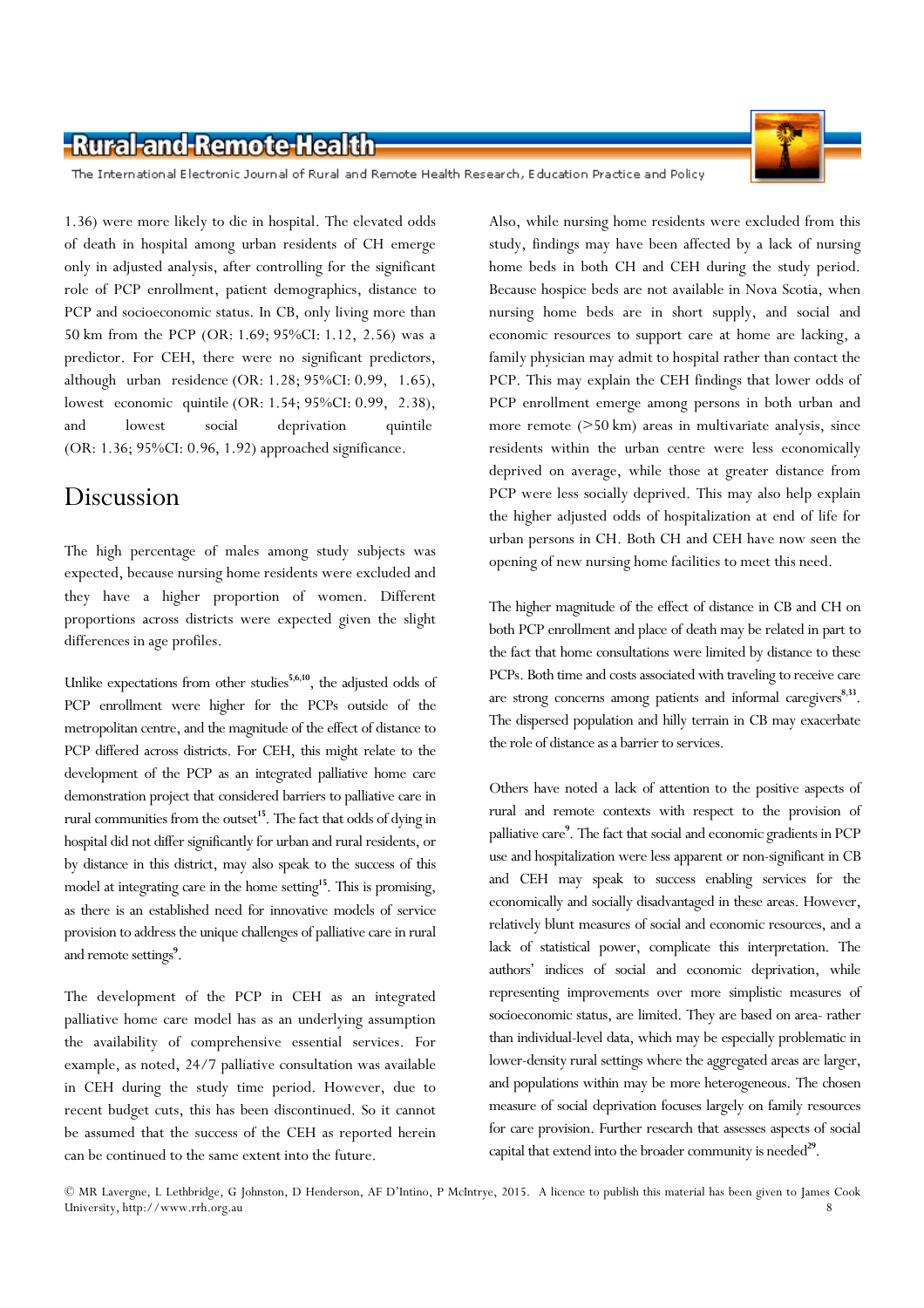1.36) were more likely to die in hospital. The elevated odds of death in hospital among urban residents of CH emerge only in adjusted analysis, after controlling for the significant role of PCP enrollment, patient demographics, distance to PCP and socioeconomic status. In CB, only living more than 50 km from the PCP (OR: 1.69; 95%CI: 1.12, 2.56) was a predictor. For CEH, there were no significant predictors, although urban residence (OR: 1.28; 95%CI: 0.99, 1.65), lowest economic quintile (OR: 1.54; 95%CI: 0.99, 2.38), and lowest social deprivation quintile (OR: 1.36; 95%CI: 0.96, 1.92) approached significance.

# Discussion

The high percentage of males among study subjects was expected, because nursing home residents were excluded and they have a higher proportion of women. Different proportions across districts were expected given the slight differences in age profiles.

Unlike expectations from other studies[5,6,10], the adjusted odds of PCP enrollment were higher for the PCPs outside of the metropolitan centre, and the magnitude of the effect of distance to PCP differed across districts. For CEH, this might relate to the development of the PCP as an integrated palliative home care demonstration project that considered barriers to palliative care in rural communities from the outset[15]. The fact that odds of dying in hospital did not differ significantly for urban and rural residents, or by distance in this district, may also speak to the success of this model at integrating care in the home setting[15]. This is promising, as there is an established need for innovative models of service provision to address the unique challenges of palliative care in rural and remote settings[9].

The development of the PCP in CEH as an integrated palliative home care model has as an underlying assumption the availability of comprehensive essential services. For example, as noted, 24/7 palliative consultation was available in CEH during the study time period. However, due to recent budget cuts, this has been discontinued. So it cannot be assumed that the success of the CEH as reported herein can be continued to the same extent into the future.

Also, while nursing home residents were excluded from this study, findings may have been affected by a lack of nursing home beds in both CH and CEH during the study period. Because hospice beds are not available in Nova Scotia, when nursing home beds are in short supply, and social and economic resources to support care at home are lacking, a family physician may admit to hospital rather than contact the PCP. This may explain the CEH findings that lower odds of PCP enrollment emerge among persons in both urban and more remote (>50 km) areas in multivariate analysis, since residents within the urban centre were less economically deprived on average, while those at greater distance from PCP were less socially deprived. This may also help explain the higher adjusted odds of hospitalization at end of life for urban persons in CH. Both CH and CEH have now seen the opening of new nursing home facilities to meet this need.

The higher magnitude of the effect of distance in CB and CH on both PCP enrollment and place of death may be related in part to the fact that home consultations were limited by distance to these PCPs. Both time and costs associated with traveling to receive care are strong concerns among patients and informal caregivers[8,33]. The dispersed population and hilly terrain in CB may exacerbate the role of distance as a barrier to services.

Others have noted a lack of attention to the positive aspects of rural and remote contexts with respect to the provision of palliative care[9]. The fact that social and economic gradients in PCP use and hospitalization were less apparent or non-significant in CB and CEH may speak to success enabling services for the economically and socially disadvantaged in these areas. However, relatively blunt measures of social and economic resources, and a lack of statistical power, complicate this interpretation. The authors' indices of social and economic deprivation, while representing improvements over more simplistic measures of socioeconomic status, are limited. They are based on area- rather than individual-level data, which may be especially problematic in lower-density rural settings where the aggregated areas are larger, and populations within may be more heterogeneous. The chosen measure of social deprivation focuses largely on family resources for care provision. Further research that assesses aspects of social capital that extend into the broader community is needed[29].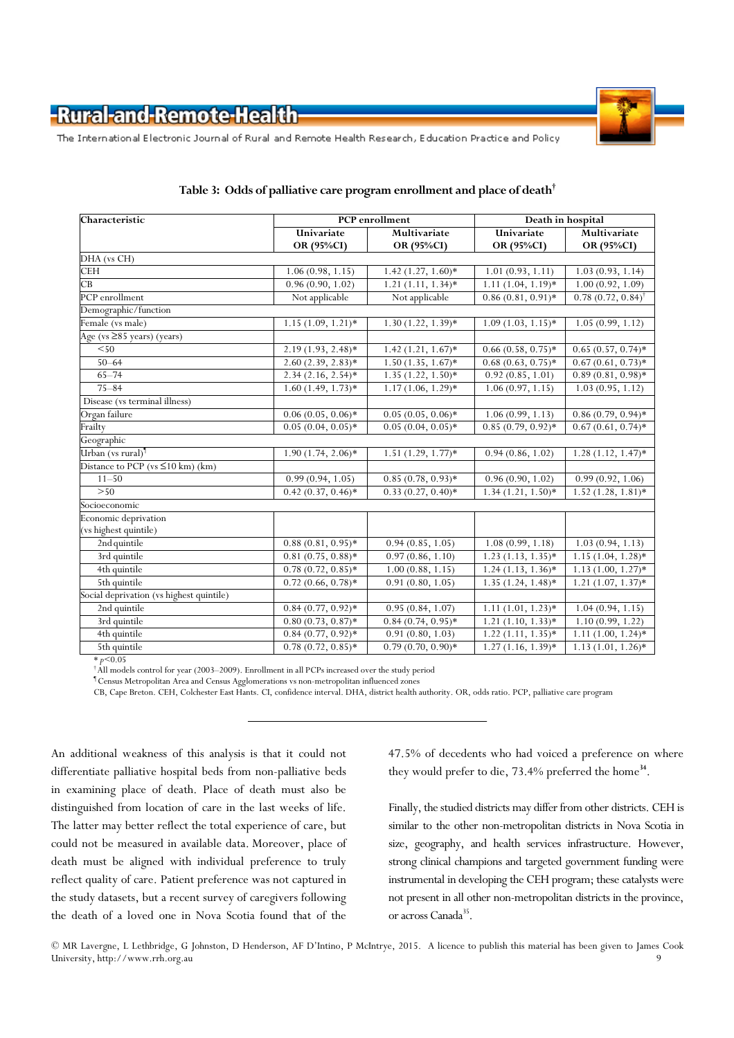**Table 3: Odds of palliative care program enrollment and place of death†**

| Characteristic | PCP enrollment | | Death in hospital | |
|---|---|---|---|---|
| | Univariate OR (95%CI) | Multivariate OR (95%CI) | Univariate OR (95%CI) | Multivariate OR (95%CI) |
| DHA (vs CH) | | | | |
| CEH | 1.06 (0.98, 1.15) | 1.42 (1.27, 1.60)* | 1.01 (0.93, 1.11) | 1.03 (0.93, 1.14) |
| CB | 0.96 (0.90, 1.02) | 1.21 (1.11, 1.34)* | 1.11 (1.04, 1.19)* | 1.00 (0.92, 1.09) |
| PCP enrollment | Not applicable | Not applicable | 0.86 (0.81, 0.91)* | 0.78 (0.72, 0.84)† |
| Demographic/function | | | | |
| Female (vs male) | 1.15 (1.09, 1.21)* | 1.30 (1.22, 1.39)* | 1.09 (1.03, 1.15)* | 1.05 (0.99, 1.12) |
| Age (vs ≥85 years) (years) | | | | |
| <50 | 2.19 (1.93, 2.48)* | 1.42 (1.21, 1.67)* | 0.66 (0.58, 0.75)* | 0.65 (0.57, 0.74)* |
| 50–64 | 2.60 (2.39, 2.83)* | 1.50 (1.35, 1.67)* | 0.68 (0.63, 0.75)* | 0.67 (0.61, 0.73)* |
| 65–74 | 2.34 (2.16, 2.54)* | 1.35 (1.22, 1.50)* | 0.92 (0.85, 1.01) | 0.89 (0.81, 0.98)* |
| 75–84 | 1.60 (1.49, 1.73)* | 1.17 (1.06, 1.29)* | 1.06 (0.97, 1.15) | 1.03 (0.95, 1.12) |
| Disease (vs terminal illness) | | | | |
| Organ failure | 0.06 (0.05, 0.06)* | 0.05 (0.05, 0.06)* | 1.06 (0.99, 1.13) | 0.86 (0.79, 0.94)* |
| Frailty | 0.05 (0.04, 0.05)* | 0.05 (0.04, 0.05)* | 0.85 (0.79, 0.92)* | 0.67 (0.61, 0.74)* |
| Geographic | | | | |
| Urban (vs rural)¶ | 1.90 (1.74, 2.06)* | 1.51 (1.29, 1.77)* | 0.94 (0.86, 1.02) | 1.28 (1.12, 1.47)* |
| Distance to PCP (vs ≤10 km) (km) | | | | |
| 11–50 | 0.99 (0.94, 1.05) | 0.85 (0.78, 0.93)* | 0.96 (0.90, 1.02) | 0.99 (0.92, 1.06) |
| >50 | 0.42 (0.37, 0.46)* | 0.33 (0.27, 0.40)* | 1.34 (1.21, 1.50)* | 1.52 (1.28, 1.81)* |
| Socioeconomic | | | | |
| Economic deprivation (vs highest quintile) | | | | |
| 2nd quintile | 0.88 (0.81, 0.95)* | 0.94 (0.85, 1.05) | 1.08 (0.99, 1.18) | 1.03 (0.94, 1.13) |
| 3rd quintile | 0.81 (0.75, 0.88)* | 0.97 (0.86, 1.10) | 1.23 (1.13, 1.35)* | 1.15 (1.04, 1.28)* |
| 4th quintile | 0.78 (0.72, 0.85)* | 1.00 (0.88, 1.15) | 1.24 (1.13, 1.36)* | 1.13 (1.00, 1.27)* |
| 5th quintile | 0.72 (0.66, 0.78)* | 0.91 (0.80, 1.05) | 1.35 (1.24, 1.48)* | 1.21 (1.07, 1.37)* |
| Social deprivation (vs highest quintile) | | | | |
| 2nd quintile | 0.84 (0.77, 0.92)* | 0.95 (0.84, 1.07) | 1.11 (1.01, 1.23)* | 1.04 (0.94, 1.15) |
| 3rd quintile | 0.80 (0.73, 0.87)* | 0.84 (0.74, 0.95)* | 1.21 (1.10, 1.33)* | 1.10 (0.99, 1.22) |
| 4th quintile | 0.84 (0.77, 0.92)* | 0.91 (0.80, 1.03) | 1.22 (1.11, 1.35)* | 1.11 (1.00, 1.24)* |
| 5th quintile | 0.78 (0.72, 0.85)* | 0.79 (0.70, 0.90)* | 1.27 (1.16, 1.39)* | 1.13 (1.01, 1.26)* |

* $p<0.05$
† All models control for year (2003–2009). Enrollment in all PCPs increased over the study period
¶ Census Metropolitan Area and Census Agglomerations vs non-metropolitan influenced zones
CB, Cape Breton. CEH, Colchester East Hants. CI, confidence interval. DHA, district health authority. OR, odds ratio. PCP, palliative care program

---

An additional weakness of this analysis is that it could not differentiate palliative hospital beds from non-palliative beds in examining place of death. Place of death must also be distinguished from location of care in the last weeks of life. The latter may better reflect the total experience of care, but could not be measured in available data. Moreover, place of death must be aligned with individual preference to truly reflect quality of care. Patient preference was not captured in the study datasets, but a recent survey of caregivers following the death of a loved one in Nova Scotia found that of the 47.5% of decedents who had voiced a preference on where they would prefer to die, 73.4% preferred the home[34].

Finally, the studied districts may differ from other districts. CEH is similar to the other non-metropolitan districts in Nova Scotia in size, geography, and health services infrastructure. However, strong clinical champions and targeted government funding were instrumental in developing the CEH program; these catalysts were not present in all other non-metropolitan districts in the province, or across Canada[35].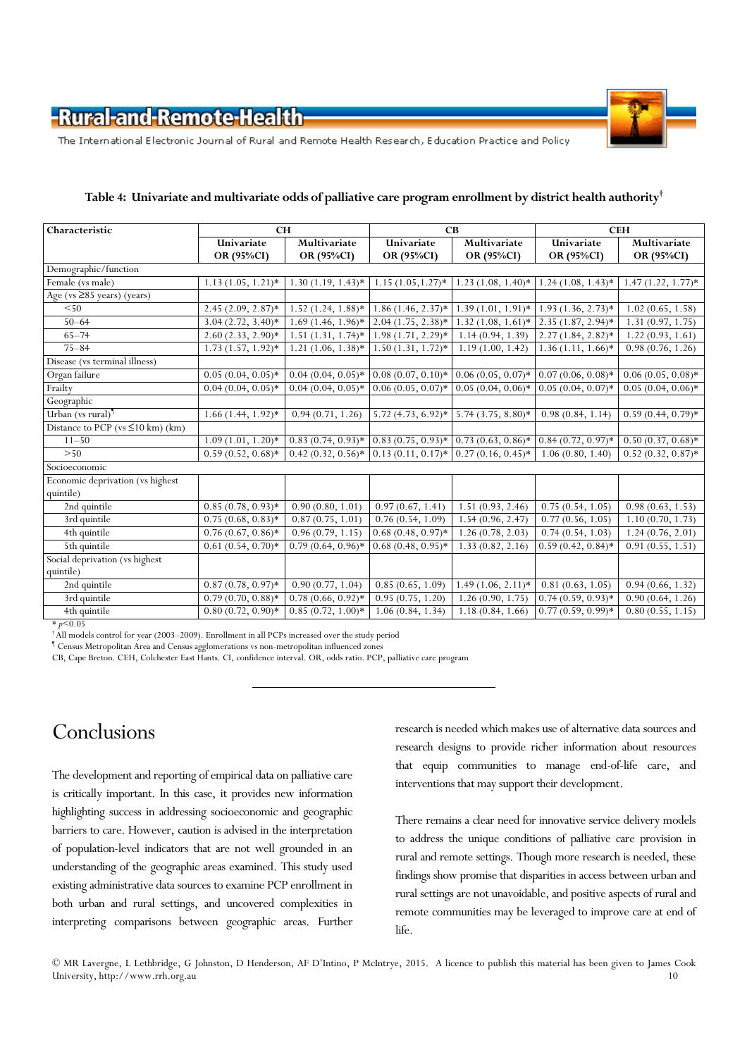**Table 4: Univariate and multivariate odds of palliative care program enrollment by district health authority[†]**

| Characteristic | CH | | CB | | CEH | |
|---|---|---|---|---|---|---|
| | Univariate OR (95%CI) | Multivariate OR (95%CI) | Univariate OR (95%CI) | Multivariate OR (95%CI) | Univariate OR (95%CI) | Multivariate OR (95%CI) |
| Demographic/function | | | | | | |
| Female (vs male) | 1.13 (1.05, 1.21)* | 1.30 (1.19, 1.43)* | 1.15 (1.05,1.27)* | 1.23 (1.08, 1.40)* | 1.24 (1.08, 1.43)* | 1.47 (1.22, 1.77)* |
| Age (vs ≥85 years) (years) | | | | | | |
| <50 | 2.45 (2.09, 2.87)* | 1.52 (1.24, 1.88)* | 1.86 (1.46, 2.37)* | 1.39 (1.01, 1.91)* | 1.93 (1.36, 2.73)* | 1.02 (0.65, 1.58) |
| 50–64 | 3.04 (2.72, 3.40)* | 1.69 (1.46, 1.96)* | 2.04 (1.75, 2.38)* | 1.32 (1.08, 1.61)* | 2.35 (1.87, 2.94)* | 1.31 (0.97, 1.75) |
| 65–74 | 2.60 (2.33, 2.90)* | 1.51 (1.31, 1.74)* | 1.98 (1.71, 2.29)* | 1.14 (0.94, 1.39) | 2.27 (1.84, 2.82)* | 1.22 (0.93, 1.61) |
| 75–84 | 1.73 (1.57, 1.92)* | 1.21 (1.06, 1.38)* | 1.50 (1.31, 1.72)* | 1.19 (1.00, 1.42) | 1.36 (1.11, 1.66)* | 0.98 (0.76, 1.26) |
| Disease (vs terminal illness) | | | | | | |
| Organ failure | 0.05 (0.04, 0.05)* | 0.04 (0.04, 0.05)* | 0.08 (0.07, 0.10)* | 0.06 (0.05, 0.07)* | 0.07 (0.06, 0.08)* | 0.06 (0.05, 0.08)* |
| Frailty | 0.04 (0.04, 0.05)* | 0.04 (0.04, 0.05)* | 0.06 (0.05, 0.07)* | 0.05 (0.04, 0.06)* | 0.05 (0.04, 0.07)* | 0.05 (0.04, 0.06)* |
| Geographic | | | | | | |
| Urban (vs rural)[¶] | 1.66 (1.44, 1.92)* | 0.94 (0.71, 1.26) | 5.72 (4.73, 6.92)* | 5.74 (3.75, 8.80)* | 0.98 (0.84, 1.14) | 0.59 (0.44, 0.79)* |
| Distance to PCP (vs ≤10 km) (km) | | | | | | |
| 11–50 | 1.09 (1.01, 1.20)* | 0.83 (0.74, 0.93)* | 0.83 (0.75, 0.93)* | 0.73 (0.63, 0.86)* | 0.84 (0.72, 0.97)* | 0.50 (0.37, 0.68)* |
| >50 | 0.59 (0.52, 0.68)* | 0.42 (0.32, 0.56)* | 0.13 (0.11, 0.17)* | 0.27 (0.16, 0.45)* | 1.06 (0.80, 1.40) | 0.52 (0.32, 0.87)* |
| Socioeconomic | | | | | | |
| Economic deprivation (vs highest quintile) | | | | | | |
| 2nd quintile | 0.85 (0.78, 0.93)* | 0.90 (0.80, 1.01) | 0.97 (0.67, 1.41) | 1.51 (0.93, 2.46) | 0.75 (0.54, 1.05) | 0.98 (0.63, 1.53) |
| 3rd quintile | 0.75 (0.68, 0.83)* | 0.87 (0.75, 1.01) | 0.76 (0.54, 1.09) | 1.54 (0.96, 2.47) | 0.77 (0.56, 1.05) | 1.10 (0.70, 1.73) |
| 4th quintile | 0.76 (0.67, 0.86)* | 0.96 (0.79, 1.15) | 0.68 (0.48, 0.97)* | 1.26 (0.78, 2.03) | 0.74 (0.54, 1.03) | 1.24 (0.76, 2.01) |
| 5th quintile | 0.61 (0.54, 0.70)* | 0.79 (0.64, 0.96)* | 0.68 (0.48, 0.95)* | 1.33 (0.82, 2.16) | 0.59 (0.42, 0.84)* | 0.91 (0.55, 1.51) |
| Social deprivation (vs highest quintile) | | | | | | |
| 2nd quintile | 0.87 (0.78, 0.97)* | 0.90 (0.77, 1.04) | 0.85 (0.65, 1.09) | 1.49 (1.06, 2.11)* | 0.81 (0.63, 1.05) | 0.94 (0.66, 1.32) |
| 3rd quintile | 0.79 (0.70, 0.88)* | 0.78 (0.66, 0.92)* | 0.95 (0.75, 1.20) | 1.26 (0.90, 1.75) | 0.74 (0.59, 0.93)* | 0.90 (0.64, 1.26) |
| 4th quintile | 0.80 (0.72, 0.90)* | 0.85 (0.72, 1.00)* | 1.06 (0.84, 1.34) | 1.18 (0.84, 1.66) | 0.77 (0.59, 0.99)* | 0.80 (0.55, 1.15) |

* $p<0.05$
[†] All models control for year (2003–2009). Enrollment in all PCPs increased over the study period
[¶] Census Metropolitan Area and Census agglomerations vs non-metropolitan influenced zones
CB, Cape Breton. CEH, Colchester East Hants. CI, confidence interval. OR, odds ratio. PCP, palliative care program

## Conclusions

The development and reporting of empirical data on palliative care is critically important. In this case, it provides new information highlighting success in addressing socioeconomic and geographic barriers to care. However, caution is advised in the interpretation of population-level indicators that are not well grounded in an understanding of the geographic areas examined. This study used existing administrative data sources to examine PCP enrollment in both urban and rural settings, and uncovered complexities in interpreting comparisons between geographic areas. Further research is needed which makes use of alternative data sources and research designs to provide richer information about resources that equip communities to manage end-of-life care, and interventions that may support their development.

There remains a clear need for innovative service delivery models to address the unique conditions of palliative care provision in rural and remote settings. Though more research is needed, these findings show promise that disparities in access between urban and rural settings are not unavoidable, and positive aspects of rural and remote communities may be leveraged to improve care at end of life.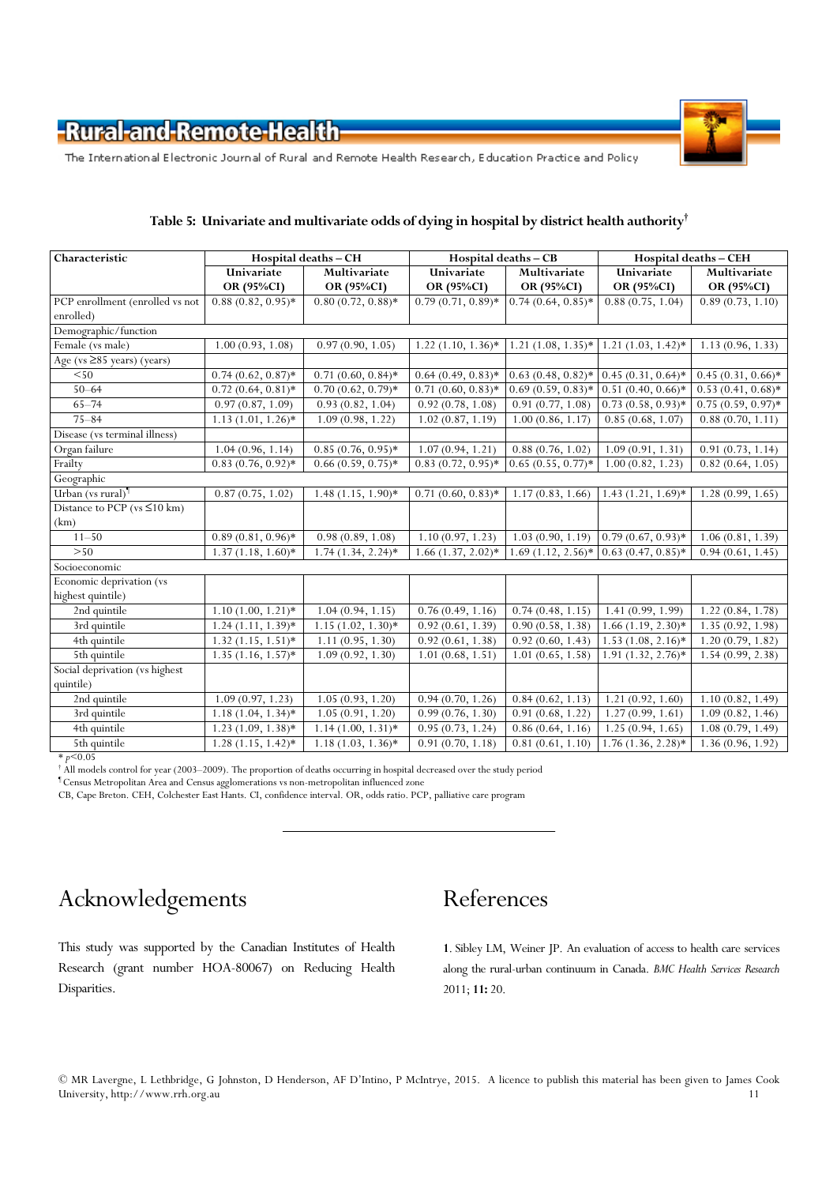**Table 5: Univariate and multivariate odds of dying in hospital by district health authority†**

| Characteristic | Hospital deaths – CH | | Hospital deaths – CB | | Hospital deaths – CEH | |
|---|---|---|---|---|---|---|
| | Univariate OR (95%CI) | Multivariate OR (95%CI) | Univariate OR (95%CI) | Multivariate OR (95%CI) | Univariate OR (95%CI) | Multivariate OR (95%CI) |
| PCP enrollment (enrolled vs not enrolled) | 0.88 (0.82, 0.95)* | 0.80 (0.72, 0.88)* | 0.79 (0.71, 0.89)* | 0.74 (0.64, 0.85)* | 0.88 (0.75, 1.04) | 0.89 (0.73, 1.10) |
| Demographic/function | | | | | | |
| Female (vs male) | 1.00 (0.93, 1.08) | 0.97 (0.90, 1.05) | 1.22 (1.10, 1.36)* | 1.21 (1.08, 1.35)* | 1.21 (1.03, 1.42)* | 1.13 (0.96, 1.33) |
| Age (vs ≥85 years) (years) | | | | | | |
| <50 | 0.74 (0.62, 0.87)* | 0.71 (0.60, 0.84)* | 0.64 (0.49, 0.83)* | 0.63 (0.48, 0.82)* | 0.45 (0.31, 0.64)* | 0.45 (0.31, 0.66)* |
| 50–64 | 0.72 (0.64, 0.81)* | 0.70 (0.62, 0.79)* | 0.71 (0.60, 0.83)* | 0.69 (0.59, 0.83)* | 0.51 (0.40, 0.66)* | 0.53 (0.41, 0.68)* |
| 65–74 | 0.97 (0.87, 1.09) | 0.93 (0.82, 1.04) | 0.92 (0.78, 1.08) | 0.91 (0.77, 1.08) | 0.73 (0.58, 0.93)* | 0.75 (0.59, 0.97)* |
| 75–84 | 1.13 (1.01, 1.26)* | 1.09 (0.98, 1.22) | 1.02 (0.87, 1.19) | 1.00 (0.86, 1.17) | 0.85 (0.68, 1.07) | 0.88 (0.70, 1.11) |
| Disease (vs terminal illness) | | | | | | |
| Organ failure | 1.04 (0.96, 1.14) | 0.85 (0.76, 0.95)* | 1.07 (0.94, 1.21) | 0.88 (0.76, 1.02) | 1.09 (0.91, 1.31) | 0.91 (0.73, 1.14) |
| Frailty | 0.83 (0.76, 0.92)* | 0.66 (0.59, 0.75)* | 0.83 (0.72, 0.95)* | 0.65 (0.55, 0.77)* | 1.00 (0.82, 1.23) | 0.82 (0.64, 1.05) |
| Geographic | | | | | | |
| Urban (vs rural)¶ | 0.87 (0.75, 1.02) | 1.48 (1.15, 1.90)* | 0.71 (0.60, 0.83)* | 1.17 (0.83, 1.66) | 1.43 (1.21, 1.69)* | 1.28 (0.99, 1.65) |
| Distance to PCP (vs ≤10 km) (km) | | | | | | |
| 11–50 | 0.89 (0.81, 0.96)* | 0.98 (0.89, 1.08) | 1.10 (0.97, 1.23) | 1.03 (0.90, 1.19) | 0.79 (0.67, 0.93)* | 1.06 (0.81, 1.39) |
| >50 | 1.37 (1.18, 1.60)* | 1.74 (1.34, 2.24)* | 1.66 (1.37, 2.02)* | 1.69 (1.12, 2.56)* | 0.63 (0.47, 0.85)* | 0.94 (0.61, 1.45) |
| Socioeconomic | | | | | | |
| Economic deprivation (vs highest quintile) | | | | | | |
| 2nd quintile | 1.10 (1.00, 1.21)* | 1.04 (0.94, 1.15) | 0.76 (0.49, 1.16) | 0.74 (0.48, 1.15) | 1.41 (0.99, 1.99) | 1.22 (0.84, 1.78) |
| 3rd quintile | 1.24 (1.11, 1.39)* | 1.15 (1.02, 1.30)* | 0.92 (0.61, 1.39) | 0.90 (0.58, 1.38) | 1.66 (1.19, 2.30)* | 1.35 (0.92, 1.98) |
| 4th quintile | 1.32 (1.15, 1.51)* | 1.11 (0.95, 1.30) | 0.92 (0.61, 1.38) | 0.92 (0.60, 1.43) | 1.53 (1.08, 2.16)* | 1.20 (0.79, 1.82) |
| 5th quintile | 1.35 (1.16, 1.57)* | 1.09 (0.92, 1.30) | 1.01 (0.68, 1.51) | 1.01 (0.65, 1.58) | 1.91 (1.32, 2.76)* | 1.54 (0.99, 2.38) |
| Social deprivation (vs highest quintile) | | | | | | |
| 2nd quintile | 1.09 (0.97, 1.23) | 1.05 (0.93, 1.20) | 0.94 (0.70, 1.26) | 0.84 (0.62, 1.13) | 1.21 (0.92, 1.60) | 1.10 (0.82, 1.49) |
| 3rd quintile | 1.18 (1.04, 1.34)* | 1.05 (0.91, 1.20) | 0.99 (0.76, 1.30) | 0.91 (0.68, 1.22) | 1.27 (0.99, 1.61) | 1.09 (0.82, 1.46) |
| 4th quintile | 1.23 (1.09, 1.38)* | 1.14 (1.00, 1.31)* | 0.95 (0.73, 1.24) | 0.86 (0.64, 1.16) | 1.25 (0.94, 1.65) | 1.08 (0.79, 1.49) |
| 5th quintile | 1.28 (1.15, 1.42)* | 1.18 (1.03, 1.36)* | 0.91 (0.70, 1.18) | 0.81 (0.61, 1.10) | 1.76 (1.36, 2.28)* | 1.36 (0.96, 1.92) |

* $p<0.05$

† All models control for year (2003–2009). The proportion of deaths occurring in hospital decreased over the study period

¶ Census Metropolitan Area and Census agglomerations vs non-metropolitan influenced zone

CB, Cape Breton. CEH, Colchester East Hants. CI, confidence interval. OR, odds ratio. PCP, palliative care program

# Acknowledgements

This study was supported by the Canadian Institutes of Health Research (grant number HOA-80067) on Reducing Health Disparities.

# References

1. Sibley LM, Weiner JP. An evaluation of access to health care services along the rural-urban continuum in Canada. *BMC Health Services Research* 2011; **11:** 20.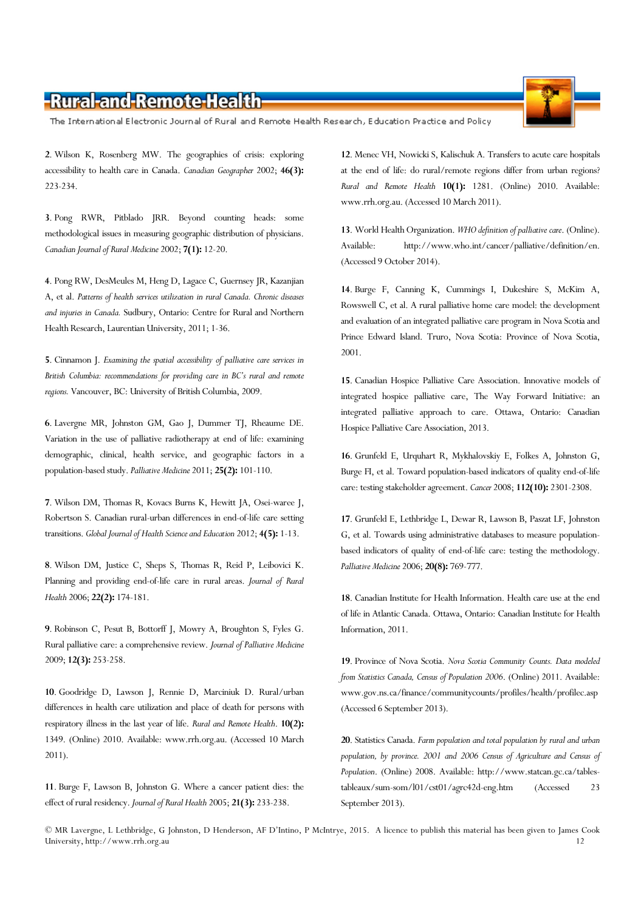**2**. Wilson K, Rosenberg MW. The geographies of crisis: exploring accessibility to health care in Canada. *Canadian Geographer* 2002; **46(3):** 223-234.

**3**. Pong RWR, Pitblado JRR. Beyond counting heads: some methodological issues in measuring geographic distribution of physicians. *Canadian Journal of Rural Medicine* 2002; **7(1):** 12-20.

**4**. Pong RW, DesMeules M, Heng D, Lagace C, Guernsey JR, Kazanjian A, et al. *Patterns of health services utilization in rural Canada. Chronic diseases and injuries in Canada.* Sudbury, Ontario: Centre for Rural and Northern Health Research, Laurentian University, 2011; 1-36.

**5**. Cinnamon J. *Examining the spatial accessibility of palliative care services in British Columbia: recommendations for providing care in BC's rural and remote regions.* Vancouver, BC: University of British Columbia, 2009.

**6**. Lavergne MR, Johnston GM, Gao J, Dummer TJ, Rheaume DE. Variation in the use of palliative radiotherapy at end of life: examining demographic, clinical, health service, and geographic factors in a population-based study. *Palliative Medicine* 2011; **25(2):** 101-110.

**7**. Wilson DM, Thomas R, Kovacs Burns K, Hewitt JA, Osei-waree J, Robertson S. Canadian rural-urban differences in end-of-life care setting transitions. *Global Journal of Health Science and Education* 2012; **4(5):** 1-13.

**8**. Wilson DM, Justice C, Sheps S, Thomas R, Reid P, Leibovici K. Planning and providing end-of-life care in rural areas. *Journal of Rural Health* 2006; **22(2):** 174-181.

**9**. Robinson C, Pesut B, Bottorff J, Mowry A, Broughton S, Fyles G. Rural palliative care: a comprehensive review. *Journal of Palliative Medicine* 2009; **12(3):** 253-258.

**10**. Goodridge D, Lawson J, Rennie D, Marciniuk D. Rural/urban differences in health care utilization and place of death for persons with respiratory illness in the last year of life. *Rural and Remote Health*. **10(2):** 1349. (Online) 2010. Available: www.rrh.org.au. (Accessed 10 March 2011).

**11**. Burge F, Lawson B, Johnston G. Where a cancer patient dies: the effect of rural residency. *Journal of Rural Health* 2005; **21(3):** 233-238.

**12**. Menec VH, Nowicki S, Kalischuk A. Transfers to acute care hospitals at the end of life: do rural/remote regions differ from urban regions? *Rural and Remote Health* **10(1):** 1281. (Online) 2010. Available: www.rrh.org.au. (Accessed 10 March 2011).

**13**. World Health Organization. *WHO definition of palliative care*. (Online). Available: http://www.who.int/cancer/palliative/definition/en. (Accessed 9 October 2014).

**14**. Burge F, Canning K, Cummings I, Dukeshire S, McKim A, Rowswell C, et al. A rural palliative home care model: the development and evaluation of an integrated palliative care program in Nova Scotia and Prince Edward Island. Truro, Nova Scotia: Province of Nova Scotia, 2001.

**15**. Canadian Hospice Palliative Care Association. Innovative models of integrated hospice palliative care, The Way Forward Initiative: an integrated palliative approach to care. Ottawa, Ontario: Canadian Hospice Palliative Care Association, 2013.

**16**. Grunfeld E, Urquhart R, Mykhalovskiy E, Folkes A, Johnston G, Burge FI, et al. Toward population-based indicators of quality end-of-life care: testing stakeholder agreement. *Cancer* 2008; **112(10):** 2301-2308.

**17**. Grunfeld E, Lethbridge L, Dewar R, Lawson B, Paszat LF, Johnston G, et al. Towards using administrative databases to measure population-based indicators of quality of end-of-life care: testing the methodology. *Palliative Medicine* 2006; **20(8):** 769-777.

**18**. Canadian Institute for Health Information. Health care use at the end of life in Atlantic Canada. Ottawa, Ontario: Canadian Institute for Health Information, 2011.

**19**. Province of Nova Scotia. *Nova Scotia Community Counts. Data modeled from Statistics Canada, Census of Population 2006*. (Online) 2011. Available: www.gov.ns.ca/finance/communitycounts/profiles/health/profilec.asp (Accessed 6 September 2013).

**20**. Statistics Canada. *Farm population and total population by rural and urban population, by province. 2001 and 2006 Census of Agriculture and Census of Population*. (Online) 2008. Available: http://www.statcan.gc.ca/tables-tableaux/sum-som/l01/cst01/agrc42d-eng.htm (Accessed 23 September 2013).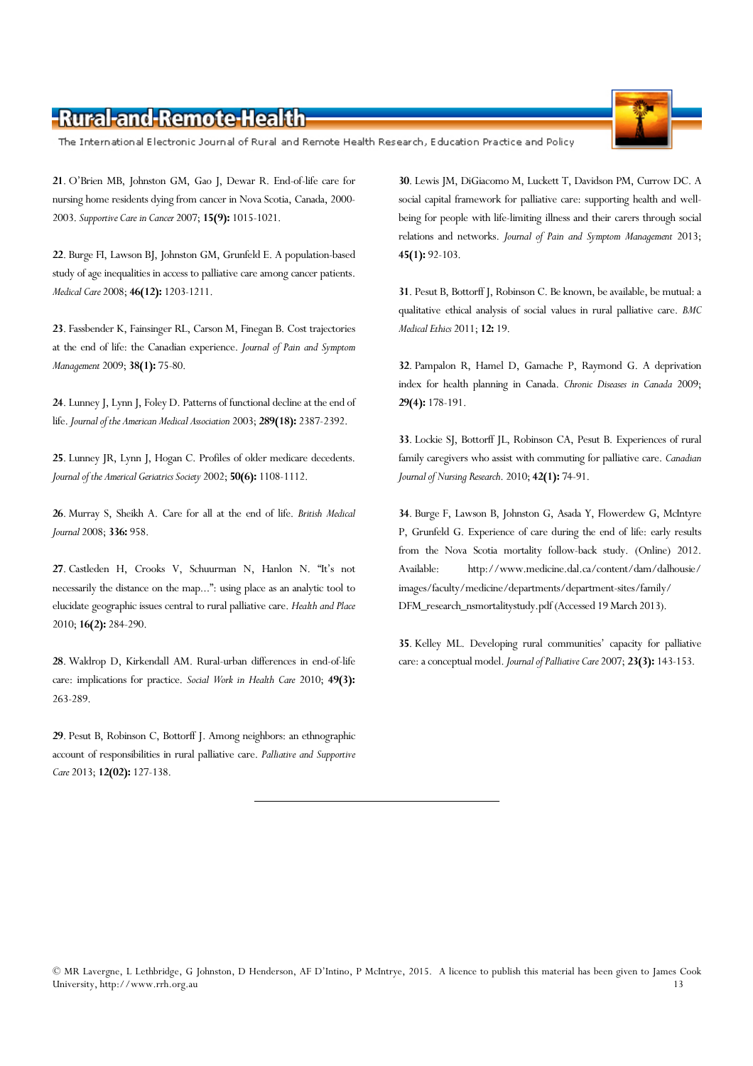**21**. O'Brien MB, Johnston GM, Gao J, Dewar R. End-of-life care for nursing home residents dying from cancer in Nova Scotia, Canada, 2000-2003. *Supportive Care in Cancer* 2007; **15(9):** 1015-1021.

**22**. Burge FI, Lawson BJ, Johnston GM, Grunfeld E. A population-based study of age inequalities in access to palliative care among cancer patients. *Medical Care* 2008; **46(12):** 1203-1211.

**23**. Fassbender K, Fainsinger RL, Carson M, Finegan B. Cost trajectories at the end of life: the Canadian experience. *Journal of Pain and Symptom Management* 2009; **38(1):** 75-80.

**24**. Lunney J, Lynn J, Foley D. Patterns of functional decline at the end of life. *Journal of the American Medical Association* 2003; **289(18):** 2387-2392.

**25**. Lunney JR, Lynn J, Hogan C. Profiles of older medicare decedents. *Journal of the Americal Geriatrics Society* 2002; **50(6):** 1108-1112.

**26**. Murray S, Sheikh A. Care for all at the end of life. *British Medical Journal* 2008; **336:** 958.

**27**. Castleden H, Crooks V, Schuurman N, Hanlon N. "It's not necessarily the distance on the map...": using place as an analytic tool to elucidate geographic issues central to rural palliative care. *Health and Place* 2010; **16(2):** 284-290.

**28**. Waldrop D, Kirkendall AM. Rural-urban differences in end-of-life care: implications for practice. *Social Work in Health Care* 2010; **49(3):** 263-289.

**29**. Pesut B, Robinson C, Bottorff J. Among neighbors: an ethnographic account of responsibilities in rural palliative care. *Palliative and Supportive Care* 2013; **12(02):** 127-138.

**30**. Lewis JM, DiGiacomo M, Luckett T, Davidson PM, Currow DC. A social capital framework for palliative care: supporting health and well-being for people with life-limiting illness and their carers through social relations and networks. *Journal of Pain and Symptom Management* 2013; **45(1):** 92-103.

**31**. Pesut B, Bottorff J, Robinson C. Be known, be available, be mutual: a qualitative ethical analysis of social values in rural palliative care. *BMC Medical Ethics* 2011; **12:** 19.

**32**. Pampalon R, Hamel D, Gamache P, Raymond G. A deprivation index for health planning in Canada. *Chronic Diseases in Canada* 2009; **29(4):** 178-191.

**33**. Lockie SJ, Bottorff JL, Robinson CA, Pesut B. Experiences of rural family caregivers who assist with commuting for palliative care. *Canadian Journal of Nursing Research*. 2010; **42(1):** 74-91.

**34**. Burge F, Lawson B, Johnston G, Asada Y, Flowerdew G, McIntyre P, Grunfeld G. Experience of care during the end of life: early results from the Nova Scotia mortality follow-back study. (Online) 2012. Available: http://www.medicine.dal.ca/content/dam/dalhousie/images/faculty/medicine/departments/department-sites/family/DFM_research_nsmortalitystudy.pdf (Accessed 19 March 2013).

**35**. Kelley ML. Developing rural communities' capacity for palliative care: a conceptual model. *Journal of Palliative Care* 2007; **23(3):** 143-153.